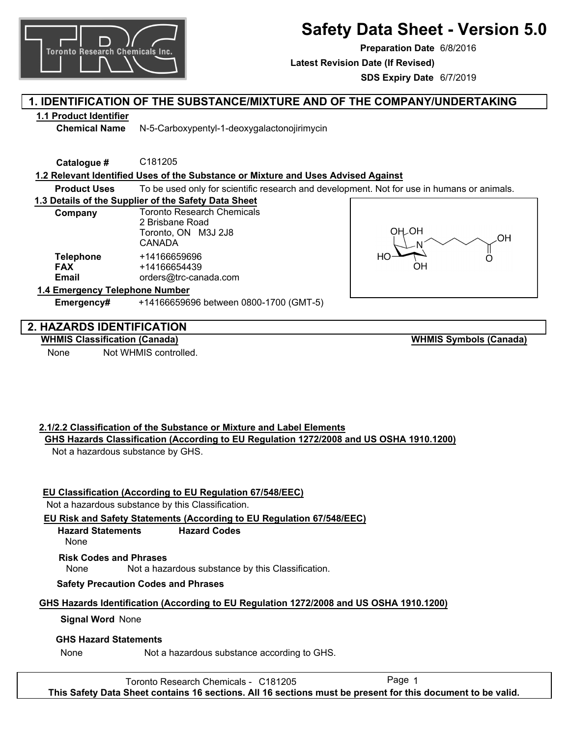# Safety Data Sheet - Version 5.0

**Preparation Date** 6/8/2016

**Latest Revision Date (If Revised)**

**SDS Expiry Date** 6/7/2019

## 1. IDENTIFICATION OF THE SUBSTANCE/MIXTURE AND OF THE COMPANY/UNDERTAKING

### 1.1 Product Identifier

**Chemical Name** N-5-Carboxypentyl-1-deoxygalactonojirimycin

**Catalogue #** C181205

### 1.2 Relevant Identified Uses of the Substance or Mixture and Uses Advised Against

**Product Uses** To be used only for scientific research and development. Not for use in humans or animals.

### 1.3 Details of the Supplier of the Safety Data Sheet

**Company** Toronto Research Chemicals
2 Brisbane Road
Toronto, ON M3J 2J8
CANADA

**Telephone** +14166659696
**FAX** +14166654439
**Email** orders@trc-canada.com

### 1.4 Emergency Telephone Number

**Emergency#** +14166659696 between 0800-1700 (GMT-5)

## 2. HAZARDS IDENTIFICATION

**WHMIS Classification (Canada)**

None Not WHMIS controlled.

**WHMIS Symbols (Canada)**

### 2.1/2.2 Classification of the Substance or Mixture and Label Elements

**GHS Hazards Classification (According to EU Regulation 1272/2008 and US OSHA 1910.1200)**

Not a hazardous substance by GHS.

**EU Classification (According to EU Regulation 67/548/EEC)**

Not a hazardous substance by this Classification.

**EU Risk and Safety Statements (According to EU Regulation 67/548/EEC)**

**Hazard Statements** **Hazard Codes**

None

**Risk Codes and Phrases**

None Not a hazardous substance by this Classification.

**Safety Precaution Codes and Phrases**

**GHS Hazards Identification (According to EU Regulation 1272/2008 and US OSHA 1910.1200)**

**Signal Word** None

**GHS Hazard Statements**

None Not a hazardous substance according to GHS.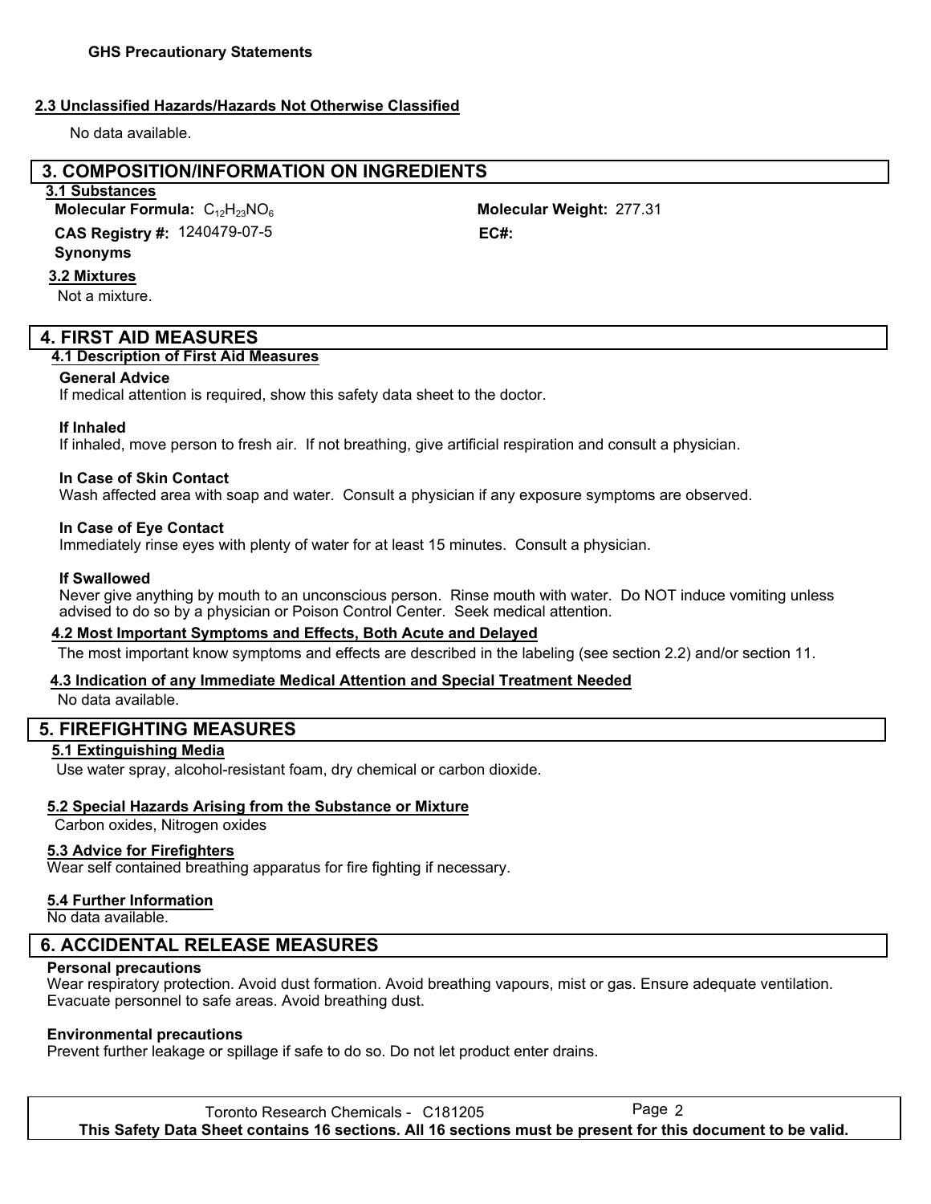**GHS Precautionary Statements**

**2.3 Unclassified Hazards/Hazards Not Otherwise Classified**

No data available.

## 3. COMPOSITION/INFORMATION ON INGREDIENTS

**3.1 Substances**

**Molecular Formula:** $C_{12}H_{23}NO_6$

**Molecular Weight:** 277.31

**CAS Registry #:** 1240479-07-5

**EC#:**

**Synonyms**

**3.2 Mixtures**

Not a mixture.

## 4. FIRST AID MEASURES

**4.1 Description of First Aid Measures**

**General Advice**

If medical attention is required, show this safety data sheet to the doctor.

**If Inhaled**

If inhaled, move person to fresh air. If not breathing, give artificial respiration and consult a physician.

**In Case of Skin Contact**

Wash affected area with soap and water. Consult a physician if any exposure symptoms are observed.

**In Case of Eye Contact**

Immediately rinse eyes with plenty of water for at least 15 minutes. Consult a physician.

**If Swallowed**

Never give anything by mouth to an unconscious person. Rinse mouth with water. Do NOT induce vomiting unless advised to do so by a physician or Poison Control Center. Seek medical attention.

**4.2 Most Important Symptoms and Effects, Both Acute and Delayed**

The most important know symptoms and effects are described in the labeling (see section 2.2) and/or section 11.

**4.3 Indication of any Immediate Medical Attention and Special Treatment Needed**

No data available.

## 5. FIREFIGHTING MEASURES

**5.1 Extinguishing Media**

Use water spray, alcohol-resistant foam, dry chemical or carbon dioxide.

**5.2 Special Hazards Arising from the Substance or Mixture**

Carbon oxides, Nitrogen oxides

**5.3 Advice for Firefighters**

Wear self contained breathing apparatus for fire fighting if necessary.

**5.4 Further Information**

No data available.

## 6. ACCIDENTAL RELEASE MEASURES

**Personal precautions**

Wear respiratory protection. Avoid dust formation. Avoid breathing vapours, mist or gas. Ensure adequate ventilation. Evacuate personnel to safe areas. Avoid breathing dust.

**Environmental precautions**

Prevent further leakage or spillage if safe to do so. Do not let product enter drains.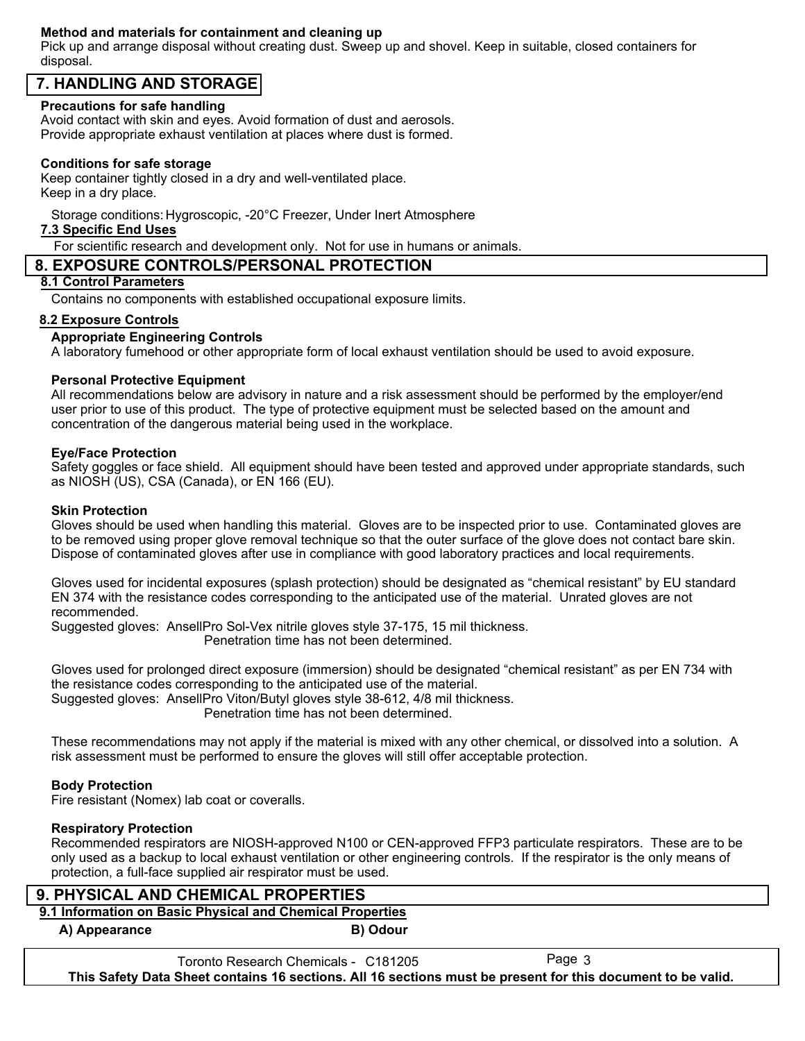**Method and materials for containment and cleaning up**

Pick up and arrange disposal without creating dust. Sweep up and shovel. Keep in suitable, closed containers for disposal.

## 7. HANDLING AND STORAGE

**Precautions for safe handling**

Avoid contact with skin and eyes. Avoid formation of dust and aerosols.
Provide appropriate exhaust ventilation at places where dust is formed.

**Conditions for safe storage**

Keep container tightly closed in a dry and well-ventilated place.
Keep in a dry place.

Storage conditions: Hygroscopic, -20°C Freezer, Under Inert Atmosphere

### 7.3 Specific End Uses

For scientific research and development only. Not for use in humans or animals.

## 8. EXPOSURE CONTROLS/PERSONAL PROTECTION

### 8.1 Control Parameters

Contains no components with established occupational exposure limits.

### 8.2 Exposure Controls

**Appropriate Engineering Controls**

A laboratory fumehood or other appropriate form of local exhaust ventilation should be used to avoid exposure.

**Personal Protective Equipment**

All recommendations below are advisory in nature and a risk assessment should be performed by the employer/end user prior to use of this product. The type of protective equipment must be selected based on the amount and concentration of the dangerous material being used in the workplace.

**Eye/Face Protection**

Safety goggles or face shield. All equipment should have been tested and approved under appropriate standards, such as NIOSH (US), CSA (Canada), or EN 166 (EU).

**Skin Protection**

Gloves should be used when handling this material. Gloves are to be inspected prior to use. Contaminated gloves are to be removed using proper glove removal technique so that the outer surface of the glove does not contact bare skin. Dispose of contaminated gloves after use in compliance with good laboratory practices and local requirements.

Gloves used for incidental exposures (splash protection) should be designated as "chemical resistant" by EU standard EN 374 with the resistance codes corresponding to the anticipated use of the material. Unrated gloves are not recommended.
Suggested gloves: AnsellPro Sol-Vex nitrile gloves style 37-175, 15 mil thickness.
Penetration time has not been determined.

Gloves used for prolonged direct exposure (immersion) should be designated "chemical resistant" as per EN 734 with the resistance codes corresponding to the anticipated use of the material.
Suggested gloves: AnsellPro Viton/Butyl gloves style 38-612, 4/8 mil thickness.
Penetration time has not been determined.

These recommendations may not apply if the material is mixed with any other chemical, or dissolved into a solution. A risk assessment must be performed to ensure the gloves will still offer acceptable protection.

**Body Protection**

Fire resistant (Nomex) lab coat or coveralls.

**Respiratory Protection**

Recommended respirators are NIOSH-approved N100 or CEN-approved FFP3 particulate respirators. These are to be only used as a backup to local exhaust ventilation or other engineering controls. If the respirator is the only means of protection, a full-face supplied air respirator must be used.

## 9. PHYSICAL AND CHEMICAL PROPERTIES

### 9.1 Information on Basic Physical and Chemical Properties

**A) Appearance** **B) Odour**

This Safety Data Sheet contains 16 sections. All 16 sections must be present for this document to be valid.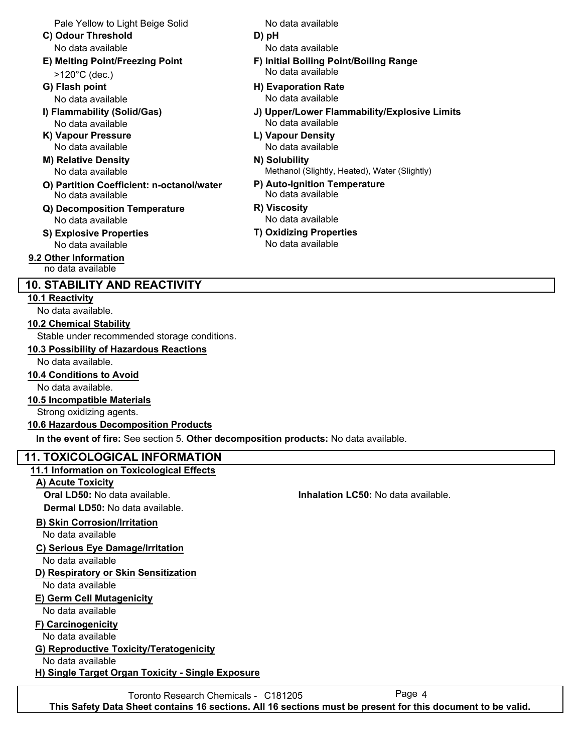Pale Yellow to Light Beige Solid

No data available

**C) Odour Threshold**
No data available

**D) pH**
No data available

**E) Melting Point/Freezing Point**
>120°C (dec.)

**F) Initial Boiling Point/Boiling Range**
No data available

**G) Flash point**
No data available

**H) Evaporation Rate**
No data available

**I) Flammability (Solid/Gas)**
No data available

**J) Upper/Lower Flammability/Explosive Limits**
No data available

**K) Vapour Pressure**
No data available

**L) Vapour Density**
No data available

**M) Relative Density**
No data available

**N) Solubility**
Methanol (Slightly, Heated), Water (Slightly)

**O) Partition Coefficient: n-octanol/water**
No data available

**P) Auto-Ignition Temperature**
No data available

**Q) Decomposition Temperature**
No data available

**R) Viscosity**
No data available

**S) Explosive Properties**
No data available

**T) Oxidizing Properties**
No data available

**9.2 Other Information**
no data available

## 10. STABILITY AND REACTIVITY

**10.1 Reactivity**
No data available.

**10.2 Chemical Stability**
Stable under recommended storage conditions.

**10.3 Possibility of Hazardous Reactions**
No data available.

**10.4 Conditions to Avoid**
No data available.

**10.5 Incompatible Materials**
Strong oxidizing agents.

**10.6 Hazardous Decomposition Products**
**In the event of fire:** See section 5. **Other decomposition products:** No data available.

## 11. TOXICOLOGICAL INFORMATION

**11.1 Information on Toxicological Effects**

**A) Acute Toxicity**
**Oral LD50:** No data available.
**Inhalation LC50:** No data available.
**Dermal LD50:** No data available.

**B) Skin Corrosion/Irritation**
No data available

**C) Serious Eye Damage/Irritation**
No data available

**D) Respiratory or Skin Sensitization**
No data available

**E) Germ Cell Mutagenicity**
No data available

**F) Carcinogenicity**
No data available

**G) Reproductive Toxicity/Teratogenicity**
No data available

**H) Single Target Organ Toxicity - Single Exposure**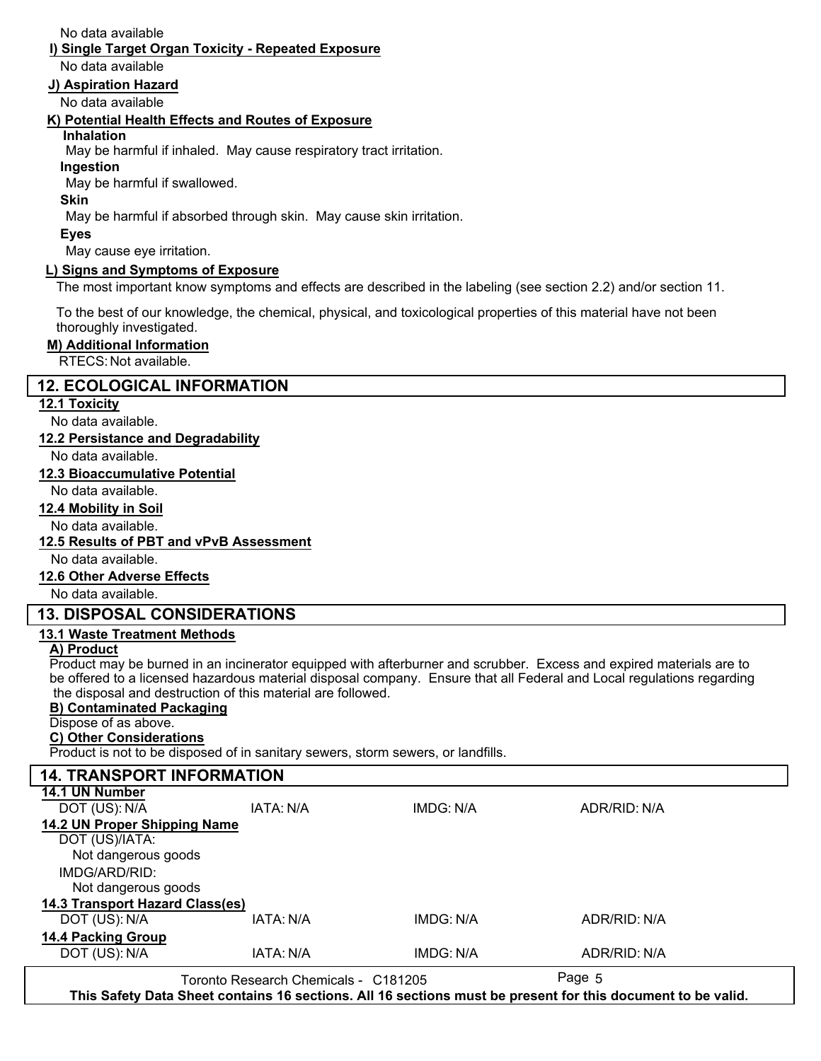No data available

**I) Single Target Organ Toxicity - Repeated Exposure**

No data available

**J) Aspiration Hazard**

No data available

**K) Potential Health Effects and Routes of Exposure**

**Inhalation**

May be harmful if inhaled. May cause respiratory tract irritation.

**Ingestion**

May be harmful if swallowed.

**Skin**

May be harmful if absorbed through skin. May cause skin irritation.

**Eyes**

May cause eye irritation.

**L) Signs and Symptoms of Exposure**

The most important know symptoms and effects are described in the labeling (see section 2.2) and/or section 11.

To the best of our knowledge, the chemical, physical, and toxicological properties of this material have not been thoroughly investigated.

**M) Additional Information**

RTECS: Not available.

## 12. ECOLOGICAL INFORMATION

**12.1 Toxicity**

No data available.

**12.2 Persistance and Degradability**

No data available.

**12.3 Bioaccumulative Potential**

No data available.

**12.4 Mobility in Soil**

No data available.

**12.5 Results of PBT and vPvB Assessment**

No data available.

**12.6 Other Adverse Effects**

No data available.

## 13. DISPOSAL CONSIDERATIONS

**13.1 Waste Treatment Methods**

**A) Product**

Product may be burned in an incinerator equipped with afterburner and scrubber. Excess and expired materials are to be offered to a licensed hazardous material disposal company. Ensure that all Federal and Local regulations regarding the disposal and destruction of this material are followed.

**B) Contaminated Packaging**

Dispose of as above.

**C) Other Considerations**

Product is not to be disposed of in sanitary sewers, storm sewers, or landfills.

## 14. TRANSPORT INFORMATION

**14.1 UN Number**

| DOT (US): N/A | IATA: N/A | IMDG: N/A | ADR/RID: N/A |
|---|---|---|---|

**14.2 UN Proper Shipping Name**

DOT (US)/IATA:
Not dangerous goods

IMDG/ARD/RID:
Not dangerous goods

**14.3 Transport Hazard Class(es)**

| DOT (US): N/A | IATA: N/A | IMDG: N/A | ADR/RID: N/A |
|---|---|---|---|

**14.4 Packing Group**

| DOT (US): N/A | IATA: N/A | IMDG: N/A | ADR/RID: N/A |
|---|---|---|---|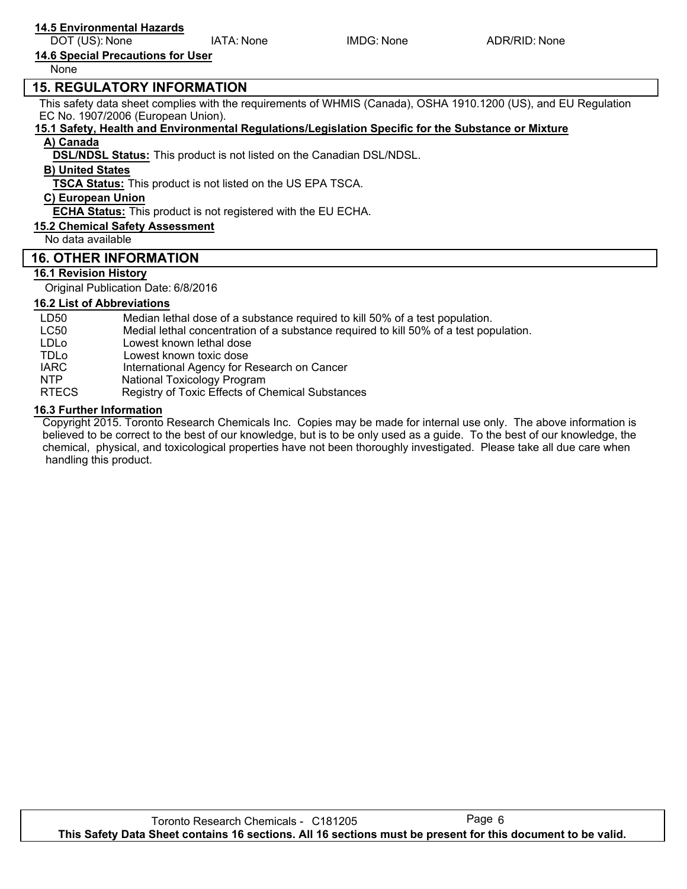**14.5 Environmental Hazards**

DOT (US): None IATA: None IMDG: None ADR/RID: None

**14.6 Special Precautions for User**

None

## 15. REGULATORY INFORMATION

This safety data sheet complies with the requirements of WHMIS (Canada), OSHA 1910.1200 (US), and EU Regulation EC No. 1907/2006 (European Union).

**15.1 Safety, Health and Environmental Regulations/Legislation Specific for the Substance or Mixture**

**A) Canada**

**DSL/NDSL Status:** This product is not listed on the Canadian DSL/NDSL.

**B) United States**

**TSCA Status:** This product is not listed on the US EPA TSCA.

**C) European Union**

**ECHA Status:** This product is not registered with the EU ECHA.

**15.2 Chemical Safety Assessment**

No data available

## 16. OTHER INFORMATION

**16.1 Revision History**

Original Publication Date: 6/8/2016

**16.2 List of Abbreviations**

| | |
|---|---|
| LD50 | Median lethal dose of a substance required to kill 50% of a test population. |
| LC50 | Medial lethal concentration of a substance required to kill 50% of a test population. |
| LDLo | Lowest known lethal dose |
| TDLo | Lowest known toxic dose |
| IARC | International Agency for Research on Cancer |
| NTP | National Toxicology Program |
| RTECS | Registry of Toxic Effects of Chemical Substances |

**16.3 Further Information**

Copyright 2015. Toronto Research Chemicals Inc. Copies may be made for internal use only. The above information is believed to be correct to the best of our knowledge, but is to be only used as a guide. To the best of our knowledge, the chemical, physical, and toxicological properties have not been thoroughly investigated. Please take all due care when handling this product.